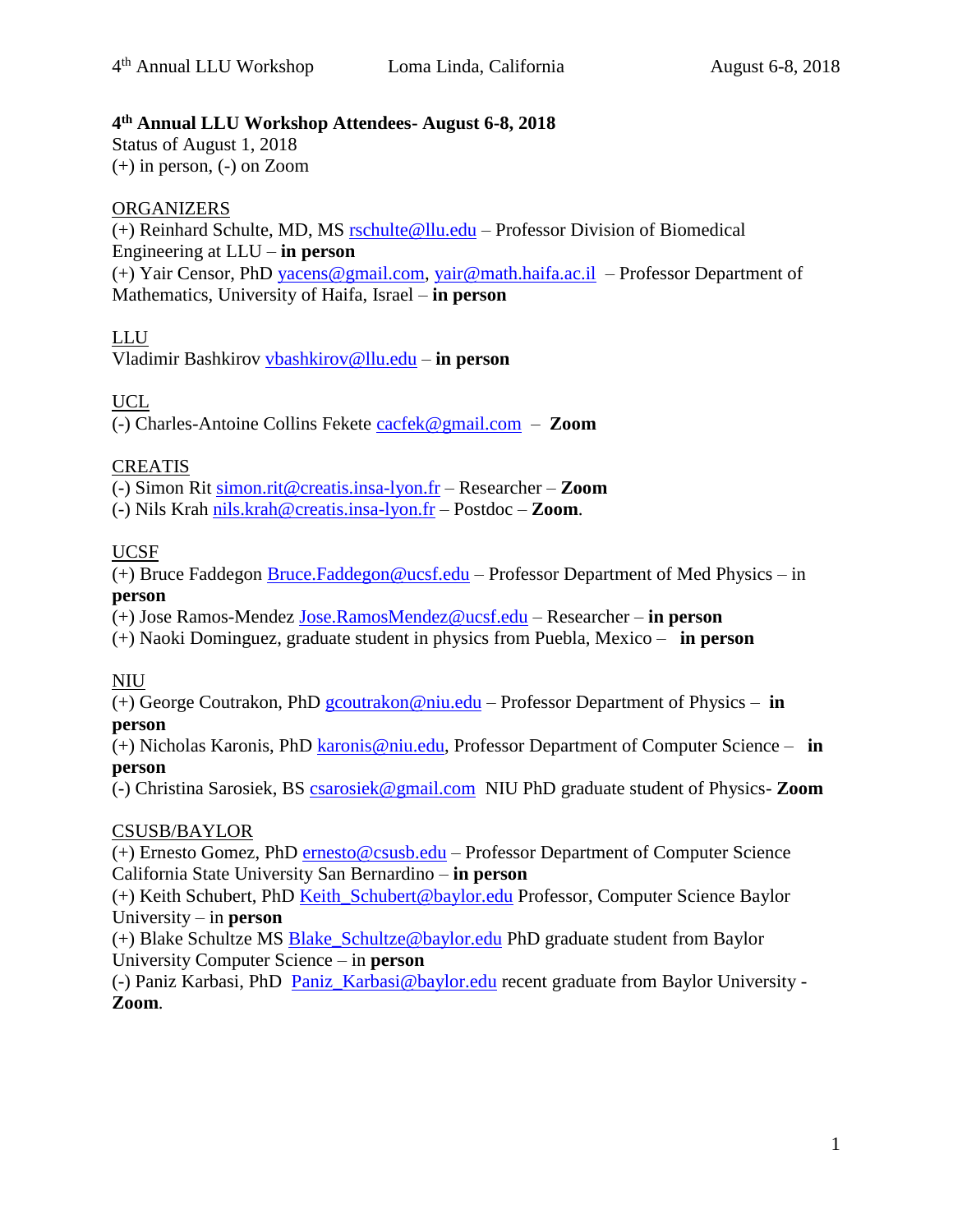**4th Annual LLU Workshop Attendees- August 6-8, 2018**

Status of August 1, 2018

(+) in person, (-) on Zoom

ORGANIZERS

(+) Reinhard Schulte, MD, MS rschulte@llu.edu – Professor Division of Biomedical Engineering at LLU – **in person**

(+) Yair Censor, PhD yacens@gmail.com, yair@math.haifa.ac.il – Professor Department of Mathematics, University of Haifa, Israel – **in person**

LLU

Vladimir Bashkirov vbashkirov@llu.edu – **in person**

UCL

(-) Charles-Antoine Collins Fekete cacfek@gmail.com – **Zoom**

CREATIS

(-) Simon Rit simon.rit@creatis.insa-lyon.fr – Researcher – **Zoom**

(-) Nils Krah nils.krah@creatis.insa-lyon.fr – Postdoc – **Zoom**.

UCSF

(+) Bruce Faddegon Bruce.Faddegon@ucsf.edu – Professor Department of Med Physics – in **person**

(+) Jose Ramos-Mendez Jose.RamosMendez@ucsf.edu – Researcher – **in person**

(+) Naoki Dominguez, graduate student in physics from Puebla, Mexico – **in person**

NIU

(+) George Coutrakon, PhD gcoutrakon@niu.edu – Professor Department of Physics – **in person**

(+) Nicholas Karonis, PhD karonis@niu.edu, Professor Department of Computer Science – **in person**

(-) Christina Sarosiek, BS csarosiek@gmail.com NIU PhD graduate student of Physics- **Zoom**

CSUSB/BAYLOR

(+) Ernesto Gomez, PhD ernesto@csusb.edu – Professor Department of Computer Science California State University San Bernardino – **in person**

(+) Keith Schubert, PhD Keith_Schubert@baylor.edu Professor, Computer Science Baylor University – in **person**

(+) Blake Schultze MS Blake_Schultze@baylor.edu PhD graduate student from Baylor University Computer Science – in **person**

(-) Paniz Karbasi, PhD Paniz_Karbasi@baylor.edu recent graduate from Baylor University - **Zoom**.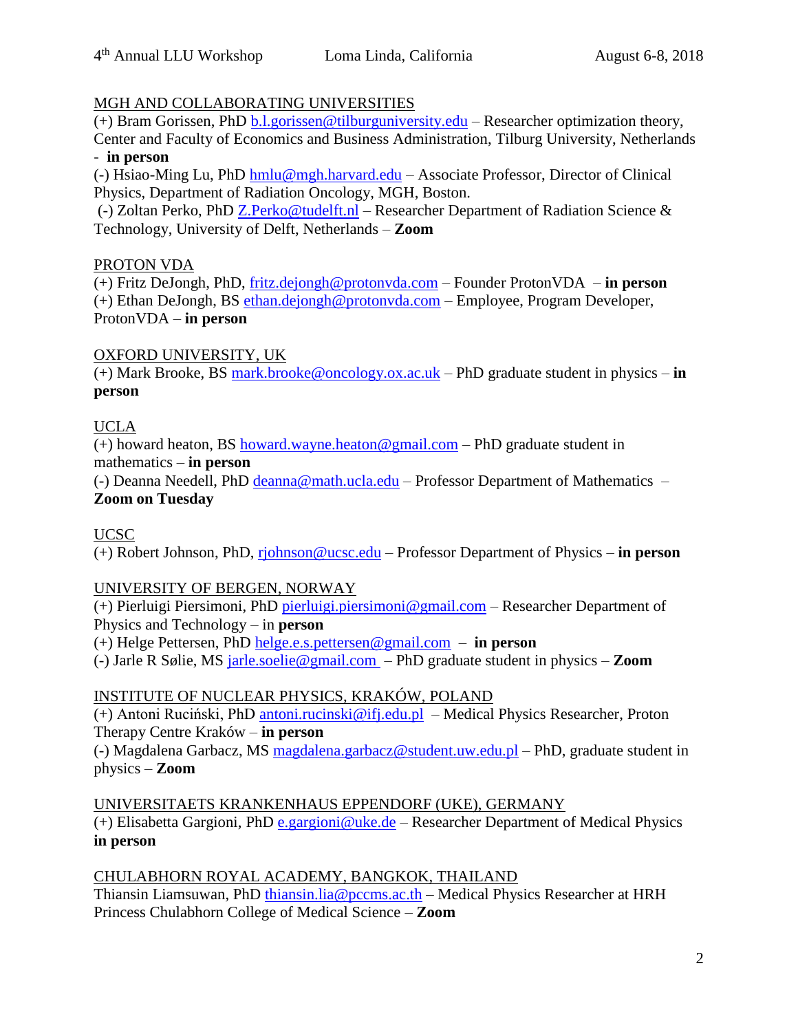MGH AND COLLABORATING UNIVERSITIES

(+) Bram Gorissen, PhD b.l.gorissen@tilburguniversity.edu – Researcher optimization theory, Center and Faculty of Economics and Business Administration, Tilburg University, Netherlands - **in person**

(-) Hsiao-Ming Lu, PhD hmlu@mgh.harvard.edu – Associate Professor, Director of Clinical Physics, Department of Radiation Oncology, MGH, Boston.

(-) Zoltan Perko, PhD Z.Perko@tudelft.nl – Researcher Department of Radiation Science & Technology, University of Delft, Netherlands – **Zoom**

PROTON VDA

(+) Fritz DeJongh, PhD, fritz.dejongh@protonvda.com – Founder ProtonVDA – **in person**

(+) Ethan DeJongh, BS ethan.dejongh@protonvda.com – Employee, Program Developer, ProtonVDA – **in person**

OXFORD UNIVERSITY, UK

(+) Mark Brooke, BS mark.brooke@oncology.ox.ac.uk – PhD graduate student in physics – **in person**

UCLA

(+) howard heaton, BS howard.wayne.heaton@gmail.com – PhD graduate student in mathematics – **in person**

(-) Deanna Needell, PhD deanna@math.ucla.edu – Professor Department of Mathematics – **Zoom on Tuesday**

UCSC

(+) Robert Johnson, PhD, rjohnson@ucsc.edu – Professor Department of Physics – **in person**

UNIVERSITY OF BERGEN, NORWAY

(+) Pierluigi Piersimoni, PhD pierluigi.piersimoni@gmail.com – Researcher Department of Physics and Technology – in **person**

(+) Helge Pettersen, PhD helge.e.s.pettersen@gmail.com – **in person**

(-) Jarle R Sølie, MS jarle.soelie@gmail.com – PhD graduate student in physics – **Zoom**

INSTITUTE OF NUCLEAR PHYSICS, KRAKÓW, POLAND

(+) Antoni Ruciński, PhD antoni.rucinski@ifj.edu.pl – Medical Physics Researcher, Proton Therapy Centre Kraków – **in person**

(-) Magdalena Garbacz, MS magdalena.garbacz@student.uw.edu.pl – PhD, graduate student in physics – **Zoom**

UNIVERSITAETS KRANKENHAUS EPPENDORF (UKE), GERMANY

(+) Elisabetta Gargioni, PhD e.gargioni@uke.de – Researcher Department of Medical Physics **in person**

CHULABHORN ROYAL ACADEMY, BANGKOK, THAILAND

Thiansin Liamsuwan, PhD thiansin.lia@pccms.ac.th – Medical Physics Researcher at HRH Princess Chulabhorn College of Medical Science – **Zoom**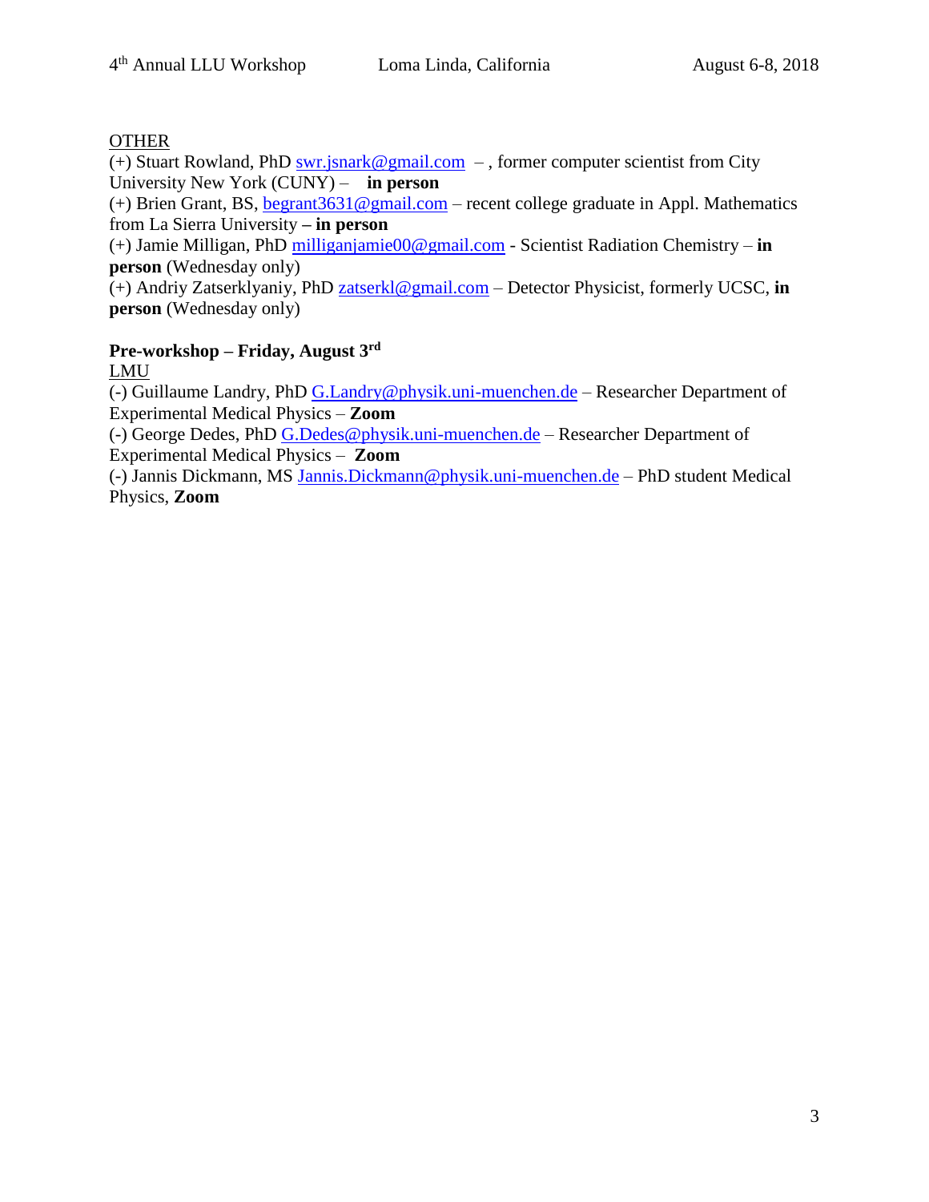<u>OTHER</u>

(+) Stuart Rowland, PhD swr.jsnark@gmail.com – , former computer scientist from City University New York (CUNY) – **in person**

(+) Brien Grant, BS, begrant3631@gmail.com – recent college graduate in Appl. Mathematics from La Sierra University **– in person**

(+) Jamie Milligan, PhD milliganjamie00@gmail.com - Scientist Radiation Chemistry – **in person** (Wednesday only)

(+) Andriy Zatserklyaniy, PhD zatserkl@gmail.com – Detector Physicist, formerly UCSC, **in person** (Wednesday only)

**Pre-workshop – Friday, August 3rd**

<u>LMU</u>

(-) Guillaume Landry, PhD G.Landry@physik.uni-muenchen.de – Researcher Department of Experimental Medical Physics – **Zoom**

(-) George Dedes, PhD G.Dedes@physik.uni-muenchen.de – Researcher Department of Experimental Medical Physics – **Zoom**

(-) Jannis Dickmann, MS Jannis.Dickmann@physik.uni-muenchen.de – PhD student Medical Physics, **Zoom**